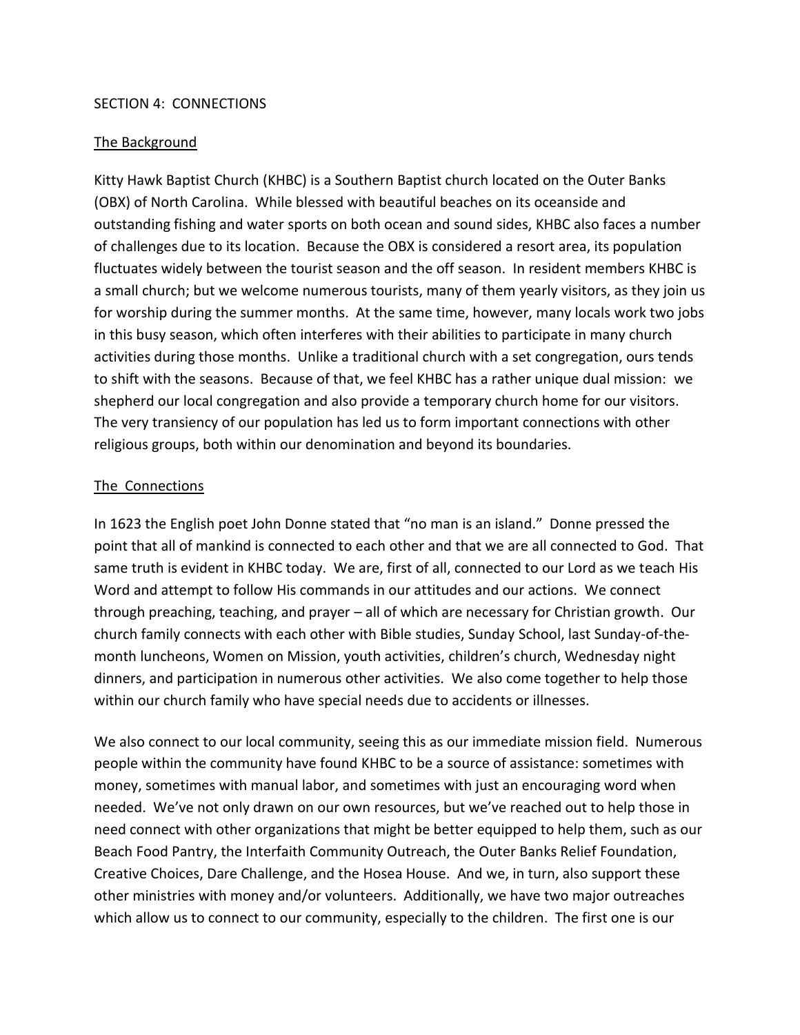SECTION 4: CONNECTIONS

The Background

Kitty Hawk Baptist Church (KHBC) is a Southern Baptist church located on the Outer Banks (OBX) of North Carolina. While blessed with beautiful beaches on its oceanside and outstanding fishing and water sports on both ocean and sound sides, KHBC also faces a number of challenges due to its location. Because the OBX is considered a resort area, its population fluctuates widely between the tourist season and the off season. In resident members KHBC is a small church; but we welcome numerous tourists, many of them yearly visitors, as they join us for worship during the summer months. At the same time, however, many locals work two jobs in this busy season, which often interferes with their abilities to participate in many church activities during those months. Unlike a traditional church with a set congregation, ours tends to shift with the seasons. Because of that, we feel KHBC has a rather unique dual mission: we shepherd our local congregation and also provide a temporary church home for our visitors. The very transiency of our population has led us to form important connections with other religious groups, both within our denomination and beyond its boundaries.

The Connections

In 1623 the English poet John Donne stated that "no man is an island." Donne pressed the point that all of mankind is connected to each other and that we are all connected to God. That same truth is evident in KHBC today. We are, first of all, connected to our Lord as we teach His Word and attempt to follow His commands in our attitudes and our actions. We connect through preaching, teaching, and prayer – all of which are necessary for Christian growth. Our church family connects with each other with Bible studies, Sunday School, last Sunday-of-the-month luncheons, Women on Mission, youth activities, children's church, Wednesday night dinners, and participation in numerous other activities. We also come together to help those within our church family who have special needs due to accidents or illnesses.

We also connect to our local community, seeing this as our immediate mission field. Numerous people within the community have found KHBC to be a source of assistance: sometimes with money, sometimes with manual labor, and sometimes with just an encouraging word when needed. We've not only drawn on our own resources, but we've reached out to help those in need connect with other organizations that might be better equipped to help them, such as our Beach Food Pantry, the Interfaith Community Outreach, the Outer Banks Relief Foundation, Creative Choices, Dare Challenge, and the Hosea House. And we, in turn, also support these other ministries with money and/or volunteers. Additionally, we have two major outreaches which allow us to connect to our community, especially to the children. The first one is our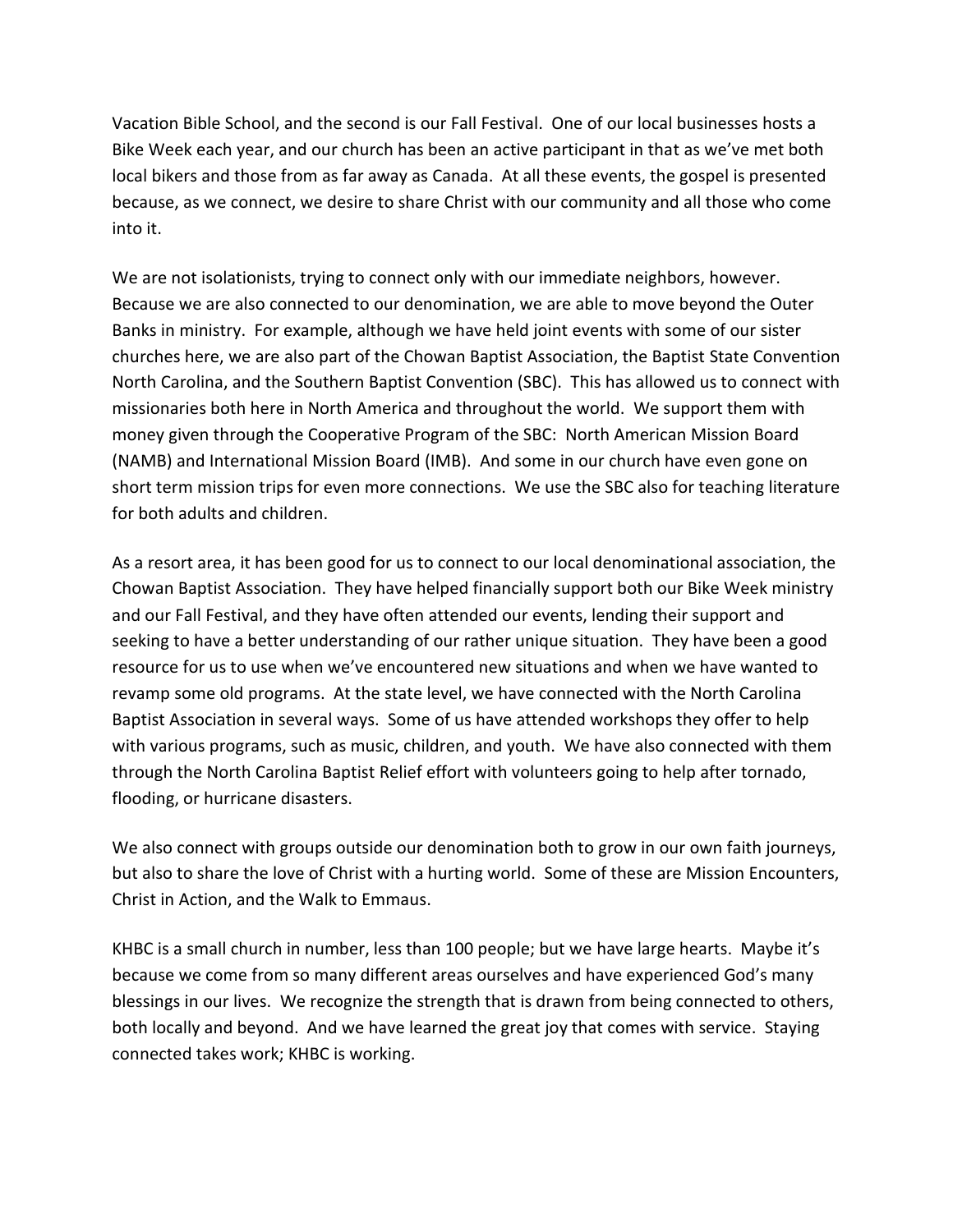Vacation Bible School, and the second is our Fall Festival. One of our local businesses hosts a Bike Week each year, and our church has been an active participant in that as we've met both local bikers and those from as far away as Canada. At all these events, the gospel is presented because, as we connect, we desire to share Christ with our community and all those who come into it.

We are not isolationists, trying to connect only with our immediate neighbors, however. Because we are also connected to our denomination, we are able to move beyond the Outer Banks in ministry. For example, although we have held joint events with some of our sister churches here, we are also part of the Chowan Baptist Association, the Baptist State Convention North Carolina, and the Southern Baptist Convention (SBC). This has allowed us to connect with missionaries both here in North America and throughout the world. We support them with money given through the Cooperative Program of the SBC: North American Mission Board (NAMB) and International Mission Board (IMB). And some in our church have even gone on short term mission trips for even more connections. We use the SBC also for teaching literature for both adults and children.

As a resort area, it has been good for us to connect to our local denominational association, the Chowan Baptist Association. They have helped financially support both our Bike Week ministry and our Fall Festival, and they have often attended our events, lending their support and seeking to have a better understanding of our rather unique situation. They have been a good resource for us to use when we've encountered new situations and when we have wanted to revamp some old programs. At the state level, we have connected with the North Carolina Baptist Association in several ways. Some of us have attended workshops they offer to help with various programs, such as music, children, and youth. We have also connected with them through the North Carolina Baptist Relief effort with volunteers going to help after tornado, flooding, or hurricane disasters.

We also connect with groups outside our denomination both to grow in our own faith journeys, but also to share the love of Christ with a hurting world. Some of these are Mission Encounters, Christ in Action, and the Walk to Emmaus.

KHBC is a small church in number, less than 100 people; but we have large hearts. Maybe it's because we come from so many different areas ourselves and have experienced God's many blessings in our lives. We recognize the strength that is drawn from being connected to others, both locally and beyond. And we have learned the great joy that comes with service. Staying connected takes work; KHBC is working.